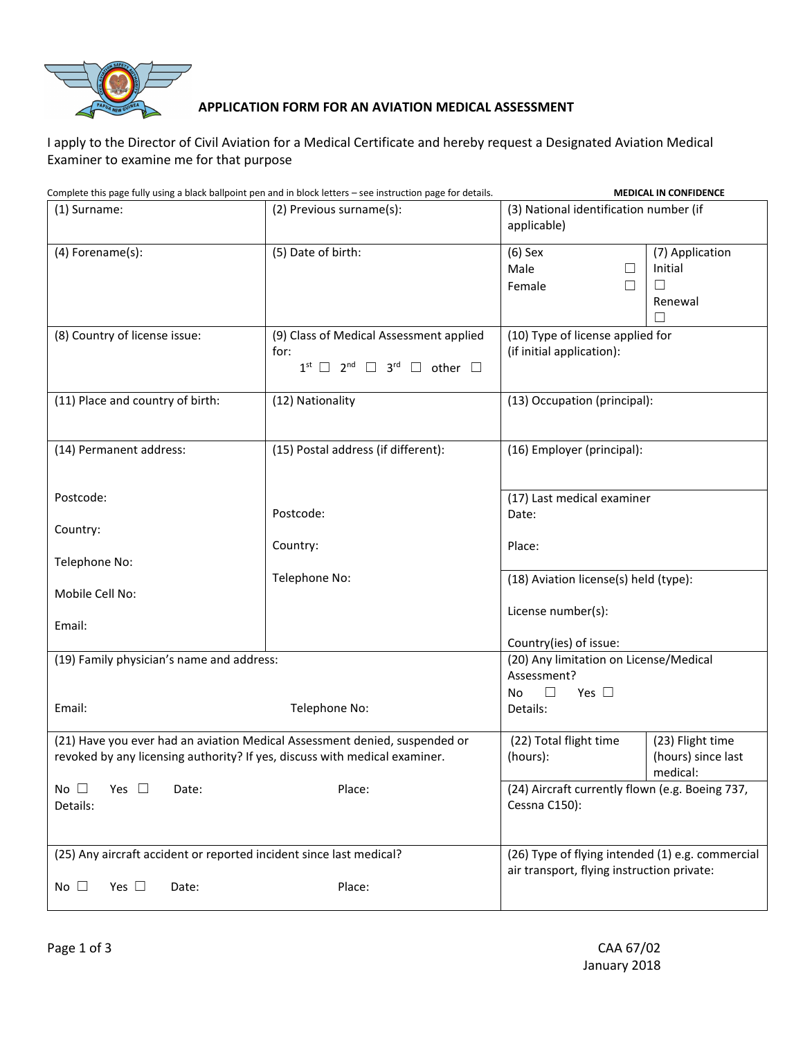# APPLICATION FORM FOR AN AVIATION MEDICAL ASSESSMENT

I apply to the Director of Civil Aviation for a Medical Certificate and hereby request a Designated Aviation Medical Examiner to examine me for that purpose

Complete this page fully using a black ballpoint pen and in block letters – see instruction page for details. **MEDICAL IN CONFIDENCE**

| | | | |
|---|---|---|---|
| (1) Surname: | (2) Previous surname(s): | (3) National identification number (if applicable) | |
| (4) Forename(s): | (5) Date of birth: | (6) Sex<br>Male ☐<br>Female ☐ | (7) Application<br>Initial ☐<br>Renewal ☐ |
| (8) Country of license issue: | (9) Class of Medical Assessment applied for:<br>1st ☐ 2nd ☐ 3rd ☐ other ☐ | (10) Type of license applied for (if initial application): | |
| (11) Place and country of birth: | (12) Nationality | (13) Occupation (principal): | |
| (14) Permanent address:<br><br>Postcode:<br>Country:<br>Telephone No:<br>Mobile Cell No:<br>Email: | (15) Postal address (if different):<br><br>Postcode:<br>Country:<br>Telephone No: | (16) Employer (principal):<br><br>(17) Last medical examiner<br>Date:<br>Place:<br><br>(18) Aviation license(s) held (type):<br>License number(s):<br>Country(ies) of issue: | |
| (19) Family physician's name and address:<br><br>Email: Telephone No: | | (20) Any limitation on License/Medical Assessment?<br>No ☐ Yes ☐<br>Details: | |
| (21) Have you ever had an aviation Medical Assessment denied, suspended or revoked by any licensing authority? If yes, discuss with medical examiner.<br><br>No ☐ Yes ☐ Date: Place:<br>Details: | | (22) Total flight time (hours):<br><br>(24) Aircraft currently flown (e.g. Boeing 737, Cessna C150): | (23) Flight time (hours) since last medical: |
| (25) Any aircraft accident or reported incident since last medical?<br><br>No ☐ Yes ☐ Date: Place: | | (26) Type of flying intended (1) e.g. commercial air transport, flying instruction private: | |

CAA 67/02
January 2018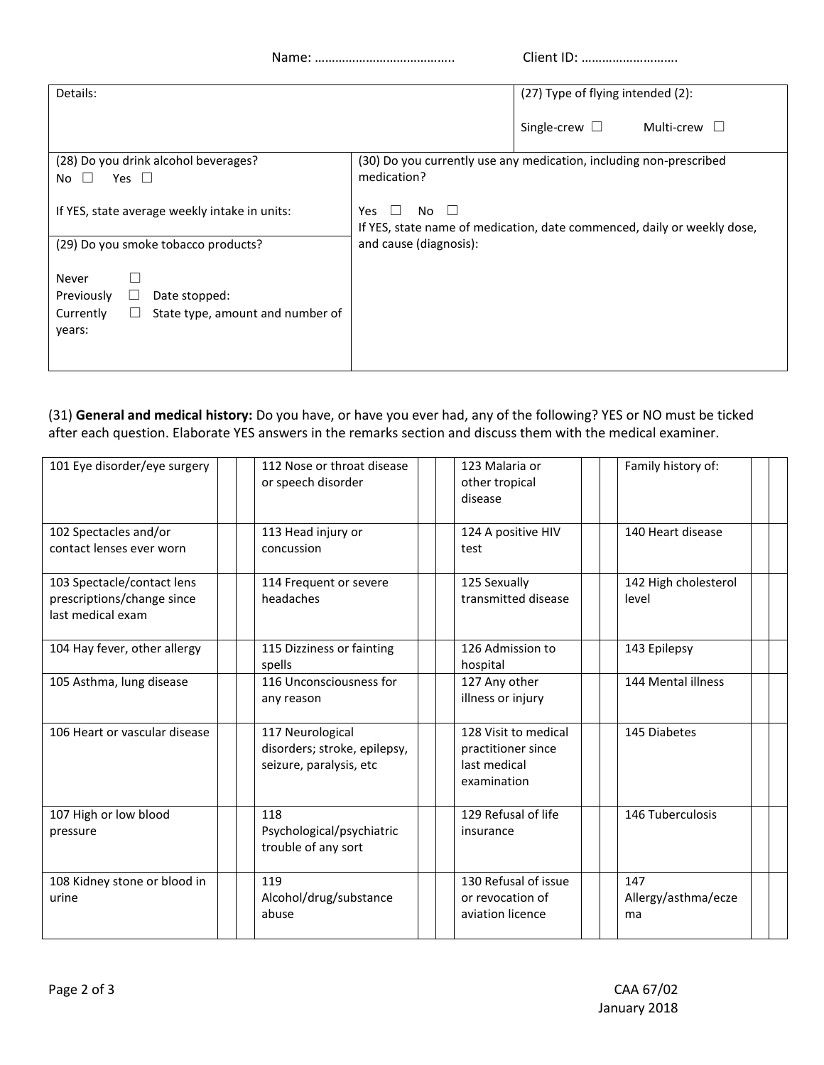Name: ………………………………….. Client ID: ……………………….

| Details: | | (27) Type of flying intended (2):<br><br>Single-crew ☐ Multi-crew ☐ |
|---|---|---|
| (28) Do you drink alcohol beverages?<br>No ☐ Yes ☐<br><br>If YES, state average weekly intake in units: | (30) Do you currently use any medication, including non-prescribed medication?<br><br>Yes ☐ No ☐<br>If YES, state name of medication, date commenced, daily or weekly dose, and cause (diagnosis): | |
| (29) Do you smoke tobacco products?<br><br>Never ☐<br>Previously ☐ Date stopped:<br>Currently ☐ State type, amount and number of years: | | |

(31) **General and medical history:** Do you have, or have you ever had, any of the following? YES or NO must be ticked after each question. Elaborate YES answers in the remarks section and discuss them with the medical examiner.

| | | | | | | | | | | | |
|---|---|---|---|---|---|---|---|---|---|---|---|
| 101 Eye disorder/eye surgery | | | 112 Nose or throat disease or speech disorder | | | 123 Malaria or other tropical disease | | | Family history of: | | |
| 102 Spectacles and/or contact lenses ever worn | | | 113 Head injury or concussion | | | 124 A positive HIV test | | | 140 Heart disease | | |
| 103 Spectacle/contact lens prescriptions/change since last medical exam | | | 114 Frequent or severe headaches | | | 125 Sexually transmitted disease | | | 142 High cholesterol level | | |
| 104 Hay fever, other allergy | | | 115 Dizziness or fainting spells | | | 126 Admission to hospital | | | 143 Epilepsy | | |
| 105 Asthma, lung disease | | | 116 Unconsciousness for any reason | | | 127 Any other illness or injury | | | 144 Mental illness | | |
| 106 Heart or vascular disease | | | 117 Neurological disorders; stroke, epilepsy, seizure, paralysis, etc | | | 128 Visit to medical practitioner since last medical examination | | | 145 Diabetes | | |
| 107 High or low blood pressure | | | 118 Psychological/psychiatric trouble of any sort | | | 129 Refusal of life insurance | | | 146 Tuberculosis | | |
| 108 Kidney stone or blood in urine | | | 119 Alcohol/drug/substance abuse | | | 130 Refusal of issue or revocation of aviation licence | | | 147 Allergy/asthma/eczema | | |

CAA 67/02
January 2018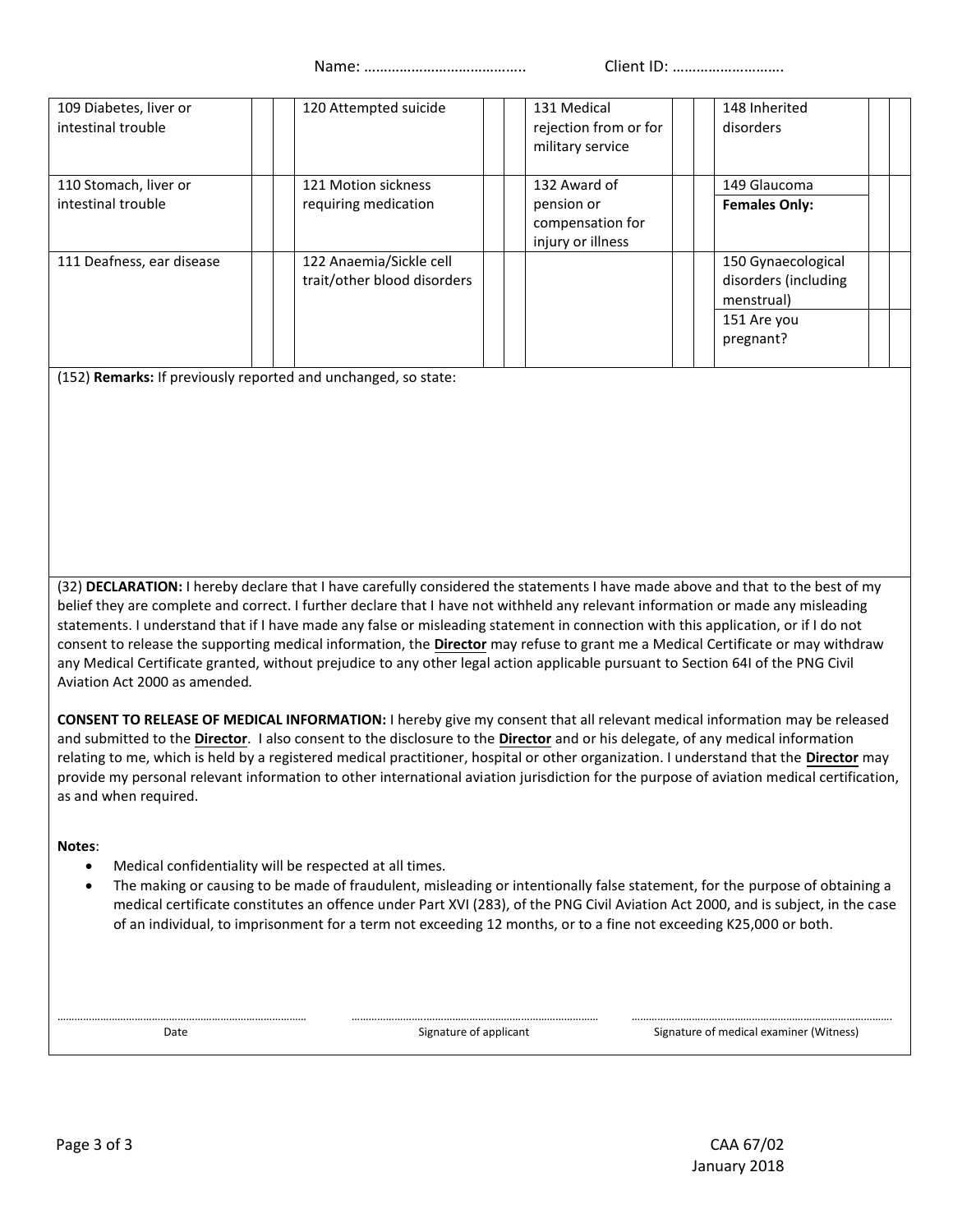Name: ………………………………….. Client ID: ……………………….

| | | | | | | | | | | | |
|---|---|---|---|---|---|---|---|---|---|---|---|
| 109 Diabetes, liver or intestinal trouble | | | 120 Attempted suicide | | | 131 Medical rejection from or for military service | | | 148 Inherited disorders | | |
| 110 Stomach, liver or intestinal trouble | | | 121 Motion sickness requiring medication | | | 132 Award of pension or compensation for injury or illness | | | 149 Glaucoma | | |
| | | | | | | | | | **Females Only:** | | |
| 111 Deafness, ear disease | | | 122 Anaemia/Sickle cell trait/other blood disorders | | | | | | 150 Gynaecological disorders (including menstrual) | | |
| | | | | | | | | | 151 Are you pregnant? | | |

(152) **Remarks:** If previously reported and unchanged, so state:

(32) **DECLARATION:** I hereby declare that I have carefully considered the statements I have made above and that to the best of my belief they are complete and correct. I further declare that I have not withheld any relevant information or made any misleading statements. I understand that if I have made any false or misleading statement in connection with this application, or if I do not consent to release the supporting medical information, the **Director** may refuse to grant me a Medical Certificate or may withdraw any Medical Certificate granted, without prejudice to any other legal action applicable pursuant to Section 64I of the PNG Civil Aviation Act 2000 as amended.

**CONSENT TO RELEASE OF MEDICAL INFORMATION:** I hereby give my consent that all relevant medical information may be released and submitted to the **Director**. I also consent to the disclosure to the **Director** and or his delegate, of any medical information relating to me, which is held by a registered medical practitioner, hospital or other organization. I understand that the **Director** may provide my personal relevant information to other international aviation jurisdiction for the purpose of aviation medical certification, as and when required.

**Notes**:

- Medical confidentiality will be respected at all times.
- The making or causing to be made of fraudulent, misleading or intentionally false statement, for the purpose of obtaining a medical certificate constitutes an offence under Part XVI (283), of the PNG Civil Aviation Act 2000, and is subject, in the case of an individual, to imprisonment for a term not exceeding 12 months, or to a fine not exceeding K25,000 or both.

……………………………………………… ……………………………………………… ………………………………………………

Date | Signature of applicant | Signature of medical examiner (Witness)

CAA 67/02
January 2018